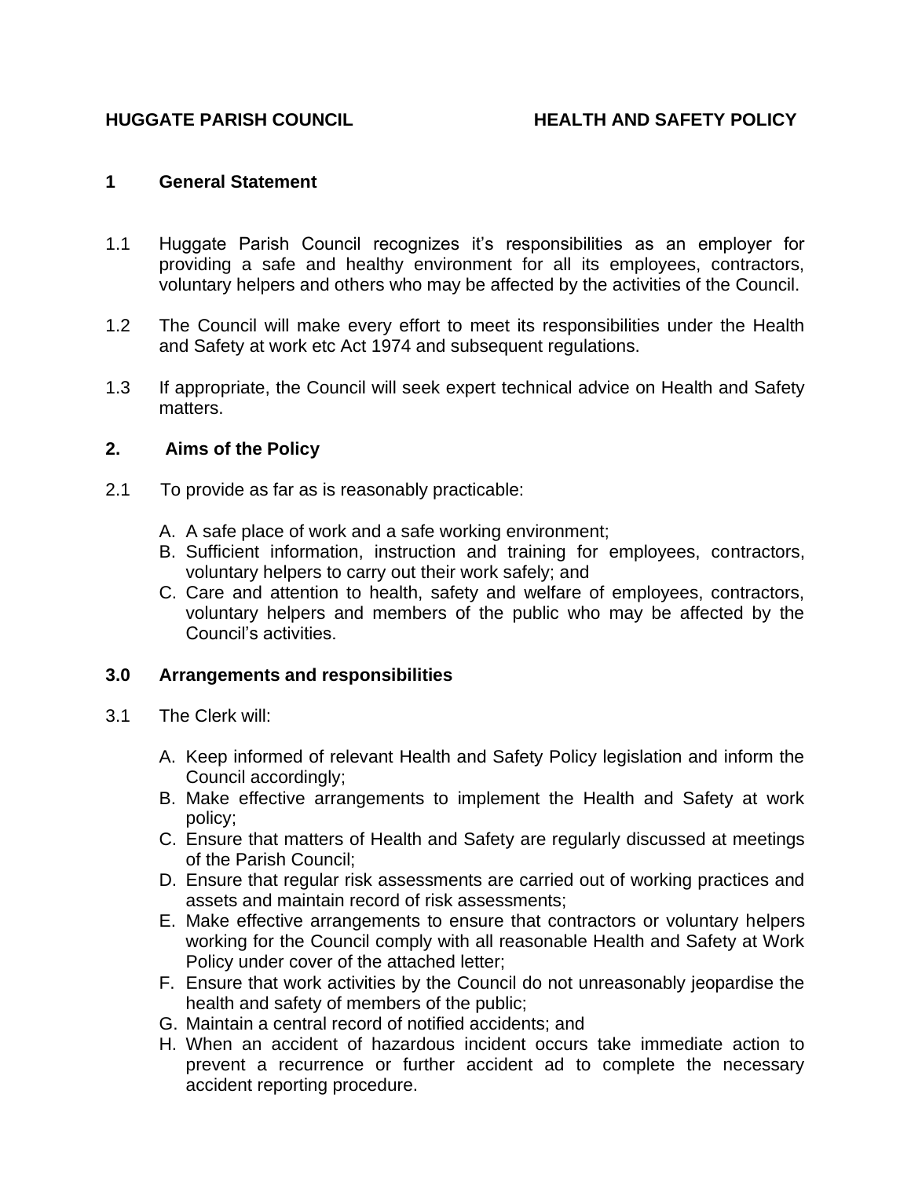**HUGGATE PARISH COUNCIL** **HEALTH AND SAFETY POLICY**

## 1 General Statement

1.1 Huggate Parish Council recognizes it's responsibilities as an employer for providing a safe and healthy environment for all its employees, contractors, voluntary helpers and others who may be affected by the activities of the Council.

1.2 The Council will make every effort to meet its responsibilities under the Health and Safety at work etc Act 1974 and subsequent regulations.

1.3 If appropriate, the Council will seek expert technical advice on Health and Safety matters.

## 2. Aims of the Policy

2.1 To provide as far as is reasonably practicable:

A. A safe place of work and a safe working environment;
B. Sufficient information, instruction and training for employees, contractors, voluntary helpers to carry out their work safely; and
C. Care and attention to health, safety and welfare of employees, contractors, voluntary helpers and members of the public who may be affected by the Council's activities.

## 3.0 Arrangements and responsibilities

3.1 The Clerk will:

A. Keep informed of relevant Health and Safety Policy legislation and inform the Council accordingly;
B. Make effective arrangements to implement the Health and Safety at work policy;
C. Ensure that matters of Health and Safety are regularly discussed at meetings of the Parish Council;
D. Ensure that regular risk assessments are carried out of working practices and assets and maintain record of risk assessments;
E. Make effective arrangements to ensure that contractors or voluntary helpers working for the Council comply with all reasonable Health and Safety at Work Policy under cover of the attached letter;
F. Ensure that work activities by the Council do not unreasonably jeopardise the health and safety of members of the public;
G. Maintain a central record of notified accidents; and
H. When an accident of hazardous incident occurs take immediate action to prevent a recurrence or further accident ad to complete the necessary accident reporting procedure.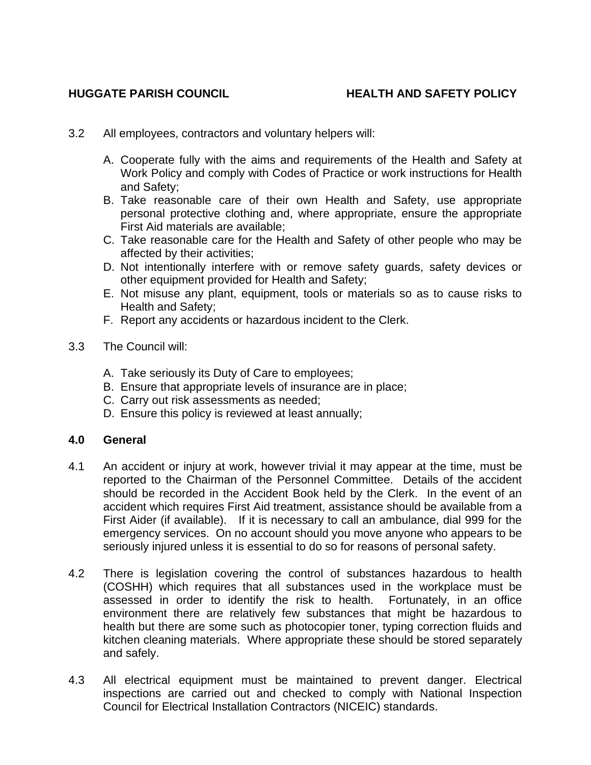3.2 All employees, contractors and voluntary helpers will:

A. Cooperate fully with the aims and requirements of the Health and Safety at Work Policy and comply with Codes of Practice or work instructions for Health and Safety;
B. Take reasonable care of their own Health and Safety, use appropriate personal protective clothing and, where appropriate, ensure the appropriate First Aid materials are available;
C. Take reasonable care for the Health and Safety of other people who may be affected by their activities;
D. Not intentionally interfere with or remove safety guards, safety devices or other equipment provided for Health and Safety;
E. Not misuse any plant, equipment, tools or materials so as to cause risks to Health and Safety;
F. Report any accidents or hazardous incident to the Clerk.

3.3 The Council will:

A. Take seriously its Duty of Care to employees;
B. Ensure that appropriate levels of insurance are in place;
C. Carry out risk assessments as needed;
D. Ensure this policy is reviewed at least annually;

## 4.0 General

4.1 An accident or injury at work, however trivial it may appear at the time, must be reported to the Chairman of the Personnel Committee. Details of the accident should be recorded in the Accident Book held by the Clerk. In the event of an accident which requires First Aid treatment, assistance should be available from a First Aider (if available). If it is necessary to call an ambulance, dial 999 for the emergency services. On no account should you move anyone who appears to be seriously injured unless it is essential to do so for reasons of personal safety.

4.2 There is legislation covering the control of substances hazardous to health (COSHH) which requires that all substances used in the workplace must be assessed in order to identify the risk to health. Fortunately, in an office environment there are relatively few substances that might be hazardous to health but there are some such as photocopier toner, typing correction fluids and kitchen cleaning materials. Where appropriate these should be stored separately and safely.

4.3 All electrical equipment must be maintained to prevent danger. Electrical inspections are carried out and checked to comply with National Inspection Council for Electrical Installation Contractors (NICEIC) standards.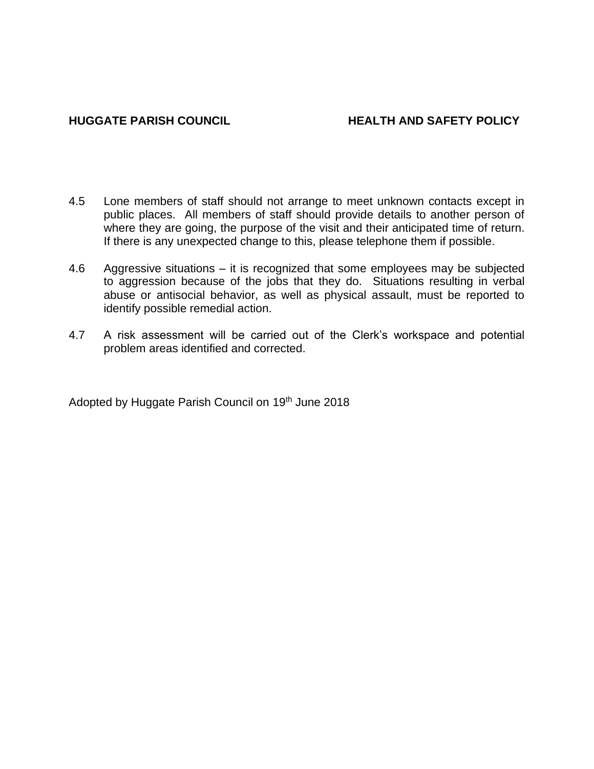4.5 Lone members of staff should not arrange to meet unknown contacts except in public places. All members of staff should provide details to another person of where they are going, the purpose of the visit and their anticipated time of return. If there is any unexpected change to this, please telephone them if possible.

4.6 Aggressive situations – it is recognized that some employees may be subjected to aggression because of the jobs that they do. Situations resulting in verbal abuse or antisocial behavior, as well as physical assault, must be reported to identify possible remedial action.

4.7 A risk assessment will be carried out of the Clerk's workspace and potential problem areas identified and corrected.

Adopted by Huggate Parish Council on 19th June 2018